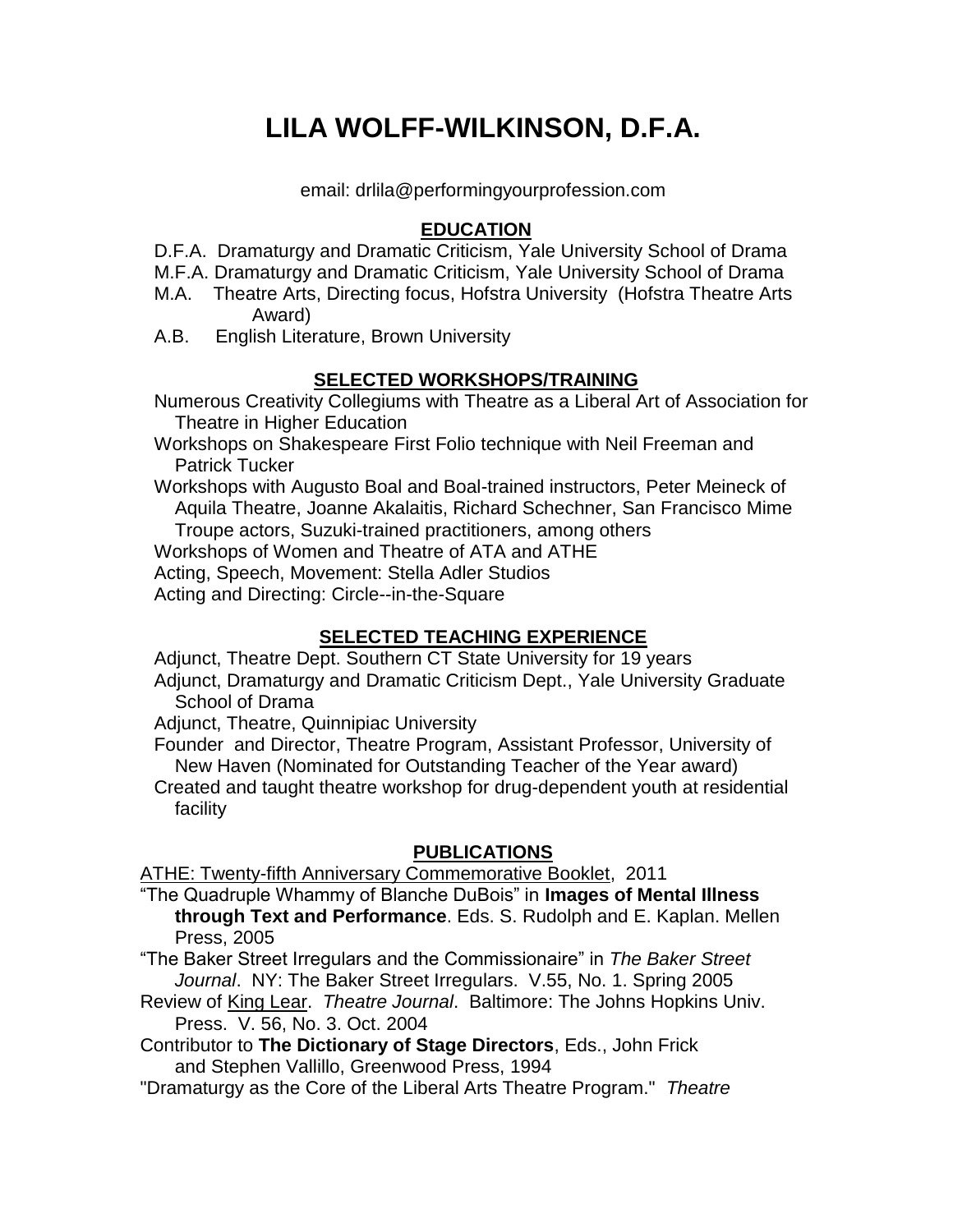# LILA WOLFF-WILKINSON, D.F.A.

email: drlila@performingyourprofession.com

## EDUCATION

D.F.A. Dramaturgy and Dramatic Criticism, Yale University School of Drama
M.F.A. Dramaturgy and Dramatic Criticism, Yale University School of Drama
M.A. Theatre Arts, Directing focus, Hofstra University (Hofstra Theatre Arts Award)
A.B. English Literature, Brown University

## SELECTED WORKSHOPS/TRAINING

Numerous Creativity Collegiums with Theatre as a Liberal Art of Association for Theatre in Higher Education
Workshops on Shakespeare First Folio technique with Neil Freeman and Patrick Tucker
Workshops with Augusto Boal and Boal-trained instructors, Peter Meineck of Aquila Theatre, Joanne Akalaitis, Richard Schechner, San Francisco Mime Troupe actors, Suzuki-trained practitioners, among others
Workshops of Women and Theatre of ATA and ATHE
Acting, Speech, Movement: Stella Adler Studios
Acting and Directing: Circle--in-the-Square

## SELECTED TEACHING EXPERIENCE

Adjunct, Theatre Dept. Southern CT State University for 19 years
Adjunct, Dramaturgy and Dramatic Criticism Dept., Yale University Graduate School of Drama
Adjunct, Theatre, Quinnipiac University
Founder and Director, Theatre Program, Assistant Professor, University of New Haven (Nominated for Outstanding Teacher of the Year award)
Created and taught theatre workshop for drug-dependent youth at residential facility

## PUBLICATIONS

ATHE: Twenty-fifth Anniversary Commemorative Booklet, 2011
"The Quadruple Whammy of Blanche DuBois" in **Images of Mental Illness through Text and Performance**. Eds. S. Rudolph and E. Kaplan. Mellen Press, 2005
"The Baker Street Irregulars and the Commissionaire" in *The Baker Street Journal*. NY: The Baker Street Irregulars. V.55, No. 1. Spring 2005
Review of King Lear. *Theatre Journal*. Baltimore: The Johns Hopkins Univ. Press. V. 56, No. 3. Oct. 2004
Contributor to **The Dictionary of Stage Directors**, Eds., John Frick and Stephen Vallillo, Greenwood Press, 1994
"Dramaturgy as the Core of the Liberal Arts Theatre Program." *Theatre*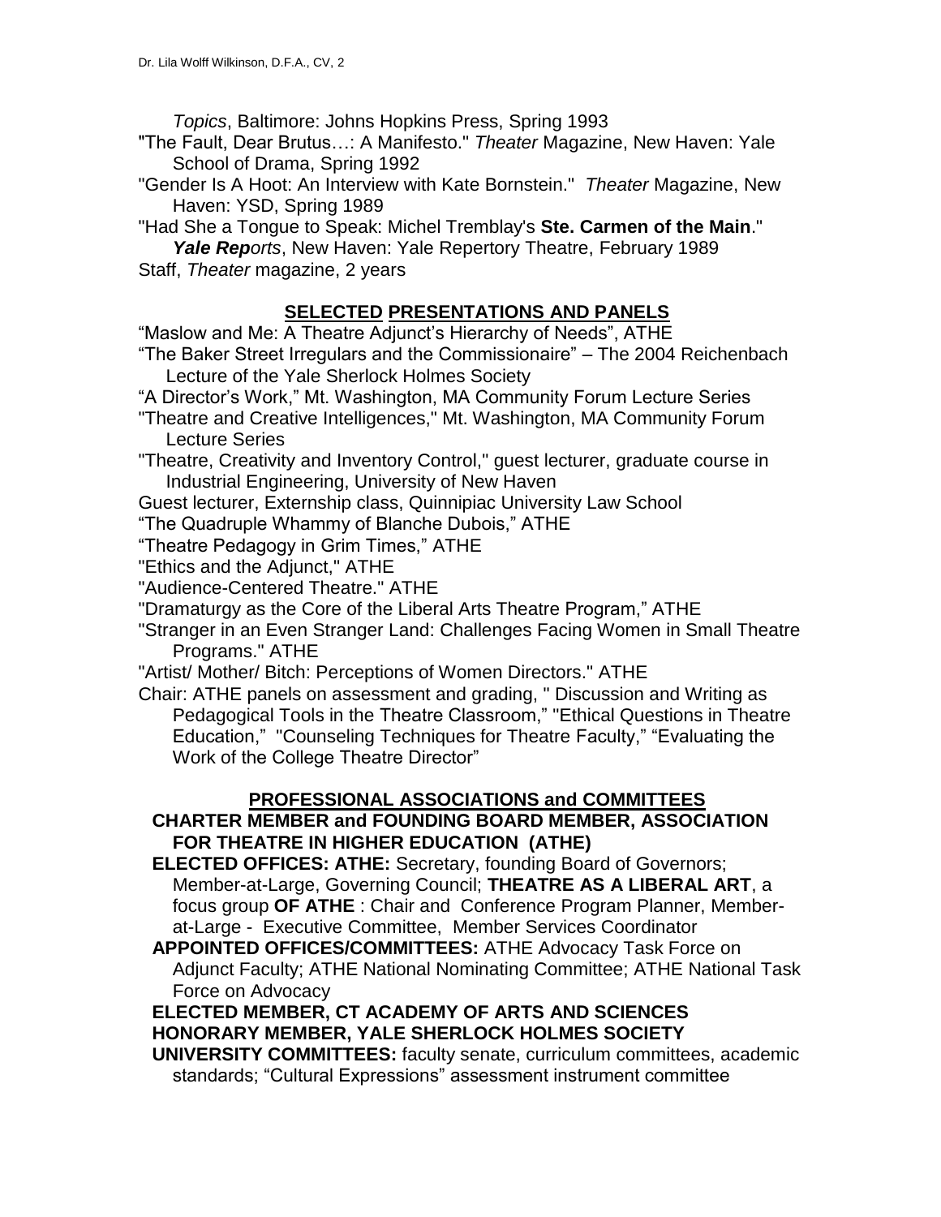*Topics*, Baltimore: Johns Hopkins Press, Spring 1993

"The Fault, Dear Brutus…: A Manifesto." *Theater* Magazine, New Haven: Yale School of Drama, Spring 1992

"Gender Is A Hoot: An Interview with Kate Bornstein." *Theater* Magazine, New Haven: YSD, Spring 1989

"Had She a Tongue to Speak: Michel Tremblay's **Ste. Carmen of the Main**." ***Yale Rep****orts*, New Haven: Yale Repertory Theatre, February 1989

Staff, *Theater* magazine, 2 years

## SELECTED PRESENTATIONS AND PANELS

"Maslow and Me: A Theatre Adjunct's Hierarchy of Needs", ATHE

"The Baker Street Irregulars and the Commissionaire" – The 2004 Reichenbach Lecture of the Yale Sherlock Holmes Society

"A Director's Work," Mt. Washington, MA Community Forum Lecture Series

"Theatre and Creative Intelligences," Mt. Washington, MA Community Forum Lecture Series

"Theatre, Creativity and Inventory Control," guest lecturer, graduate course in Industrial Engineering, University of New Haven

Guest lecturer, Externship class, Quinnipiac University Law School

"The Quadruple Whammy of Blanche Dubois," ATHE

"Theatre Pedagogy in Grim Times," ATHE

"Ethics and the Adjunct," ATHE

"Audience-Centered Theatre." ATHE

"Dramaturgy as the Core of the Liberal Arts Theatre Program," ATHE

"Stranger in an Even Stranger Land: Challenges Facing Women in Small Theatre Programs." ATHE

"Artist/ Mother/ Bitch: Perceptions of Women Directors." ATHE

Chair: ATHE panels on assessment and grading, " Discussion and Writing as Pedagogical Tools in the Theatre Classroom," "Ethical Questions in Theatre Education," "Counseling Techniques for Theatre Faculty," "Evaluating the Work of the College Theatre Director"

## PROFESSIONAL ASSOCIATIONS and COMMITTEES

**CHARTER MEMBER and FOUNDING BOARD MEMBER, ASSOCIATION FOR THEATRE IN HIGHER EDUCATION (ATHE)**

**ELECTED OFFICES: ATHE:** Secretary, founding Board of Governors; Member-at-Large, Governing Council; **THEATRE AS A LIBERAL ART**, a focus group **OF ATHE** : Chair and Conference Program Planner, Member-at-Large - Executive Committee, Member Services Coordinator

**APPOINTED OFFICES/COMMITTEES:** ATHE Advocacy Task Force on Adjunct Faculty; ATHE National Nominating Committee; ATHE National Task Force on Advocacy

**ELECTED MEMBER, CT ACADEMY OF ARTS AND SCIENCES**

**HONORARY MEMBER, YALE SHERLOCK HOLMES SOCIETY**

**UNIVERSITY COMMITTEES:** faculty senate, curriculum committees, academic standards; "Cultural Expressions" assessment instrument committee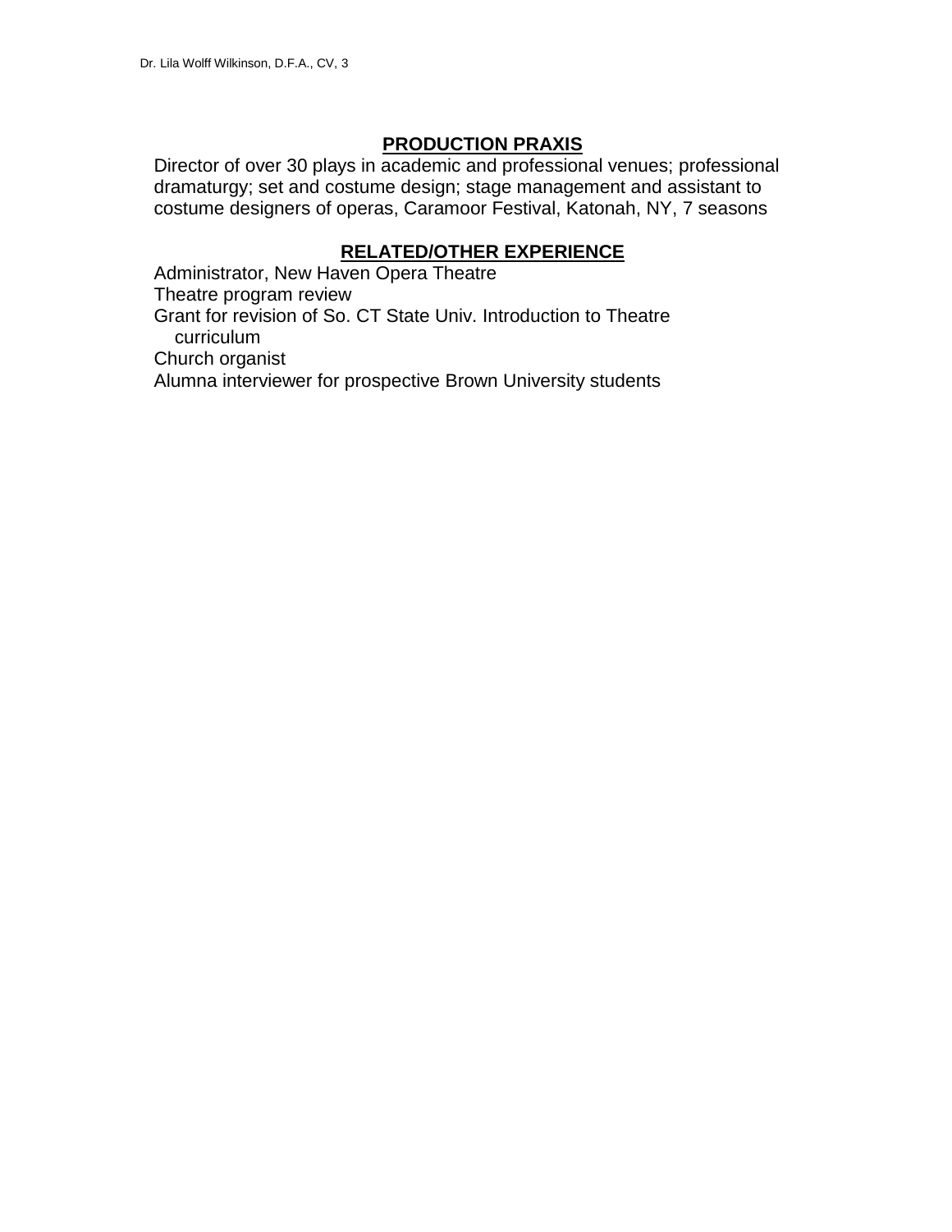## PRODUCTION PRAXIS

Director of over 30 plays in academic and professional venues; professional dramaturgy; set and costume design; stage management and assistant to costume designers of operas, Caramoor Festival, Katonah, NY, 7 seasons

## RELATED/OTHER EXPERIENCE

Administrator, New Haven Opera Theatre
Theatre program review
Grant for revision of So. CT State Univ. Introduction to Theatre curriculum
Church organist
Alumna interviewer for prospective Brown University students